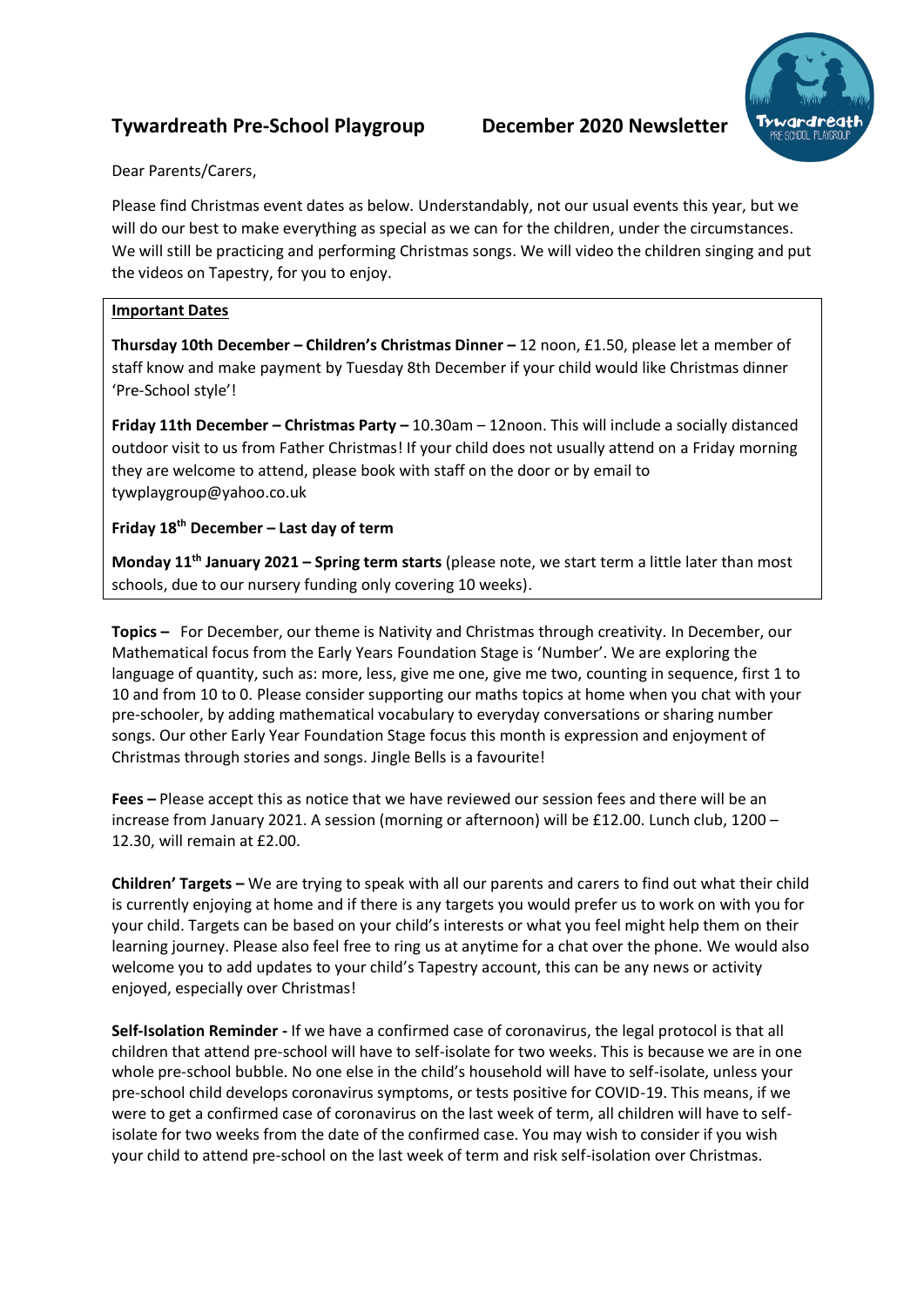# Tywardreath Pre-School Playgroup December 2020 Newsletter

Dear Parents/Carers,

Please find Christmas event dates as below. Understandably, not our usual events this year, but we will do our best to make everything as special as we can for the children, under the circumstances. We will still be practicing and performing Christmas songs. We will video the children singing and put the videos on Tapestry, for you to enjoy.

**Important Dates**

**Thursday 10th December – Children's Christmas Dinner –** 12 noon, £1.50, please let a member of staff know and make payment by Tuesday 8th December if your child would like Christmas dinner 'Pre-School style'!

**Friday 11th December – Christmas Party –** 10.30am – 12noon. This will include a socially distanced outdoor visit to us from Father Christmas! If your child does not usually attend on a Friday morning they are welcome to attend, please book with staff on the door or by email to tywplaygroup@yahoo.co.uk

**Friday 18th December – Last day of term**

**Monday 11th January 2021 – Spring term starts** (please note, we start term a little later than most schools, due to our nursery funding only covering 10 weeks).

**Topics –** For December, our theme is Nativity and Christmas through creativity. In December, our Mathematical focus from the Early Years Foundation Stage is 'Number'. We are exploring the language of quantity, such as: more, less, give me one, give me two, counting in sequence, first 1 to 10 and from 10 to 0. Please consider supporting our maths topics at home when you chat with your pre-schooler, by adding mathematical vocabulary to everyday conversations or sharing number songs. Our other Early Year Foundation Stage focus this month is expression and enjoyment of Christmas through stories and songs. Jingle Bells is a favourite!

**Fees –** Please accept this as notice that we have reviewed our session fees and there will be an increase from January 2021. A session (morning or afternoon) will be £12.00. Lunch club, 1200 – 12.30, will remain at £2.00.

**Children' Targets –** We are trying to speak with all our parents and carers to find out what their child is currently enjoying at home and if there is any targets you would prefer us to work on with you for your child. Targets can be based on your child's interests or what you feel might help them on their learning journey. Please also feel free to ring us at anytime for a chat over the phone. We would also welcome you to add updates to your child's Tapestry account, this can be any news or activity enjoyed, especially over Christmas!

**Self-Isolation Reminder -** If we have a confirmed case of coronavirus, the legal protocol is that all children that attend pre-school will have to self-isolate for two weeks. This is because we are in one whole pre-school bubble. No one else in the child's household will have to self-isolate, unless your pre-school child develops coronavirus symptoms, or tests positive for COVID-19. This means, if we were to get a confirmed case of coronavirus on the last week of term, all children will have to self-isolate for two weeks from the date of the confirmed case. You may wish to consider if you wish your child to attend pre-school on the last week of term and risk self-isolation over Christmas.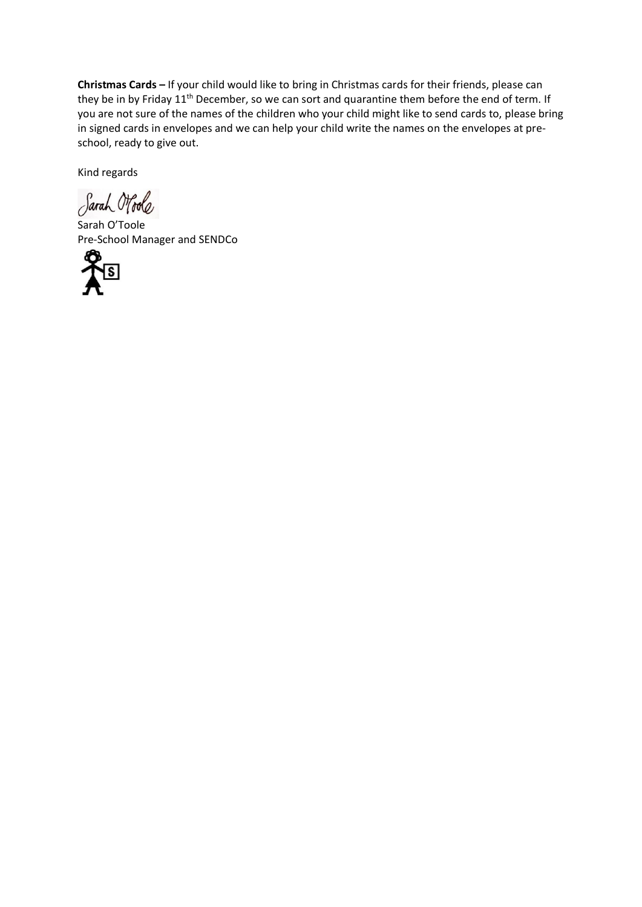**Christmas Cards –** If your child would like to bring in Christmas cards for their friends, please can they be in by Friday 11th December, so we can sort and quarantine them before the end of term. If you are not sure of the names of the children who your child might like to send cards to, please bring in signed cards in envelopes and we can help your child write the names on the envelopes at pre-school, ready to give out.

Kind regards

Sarah O'Toole

Sarah O'Toole
Pre-School Manager and SENDCo